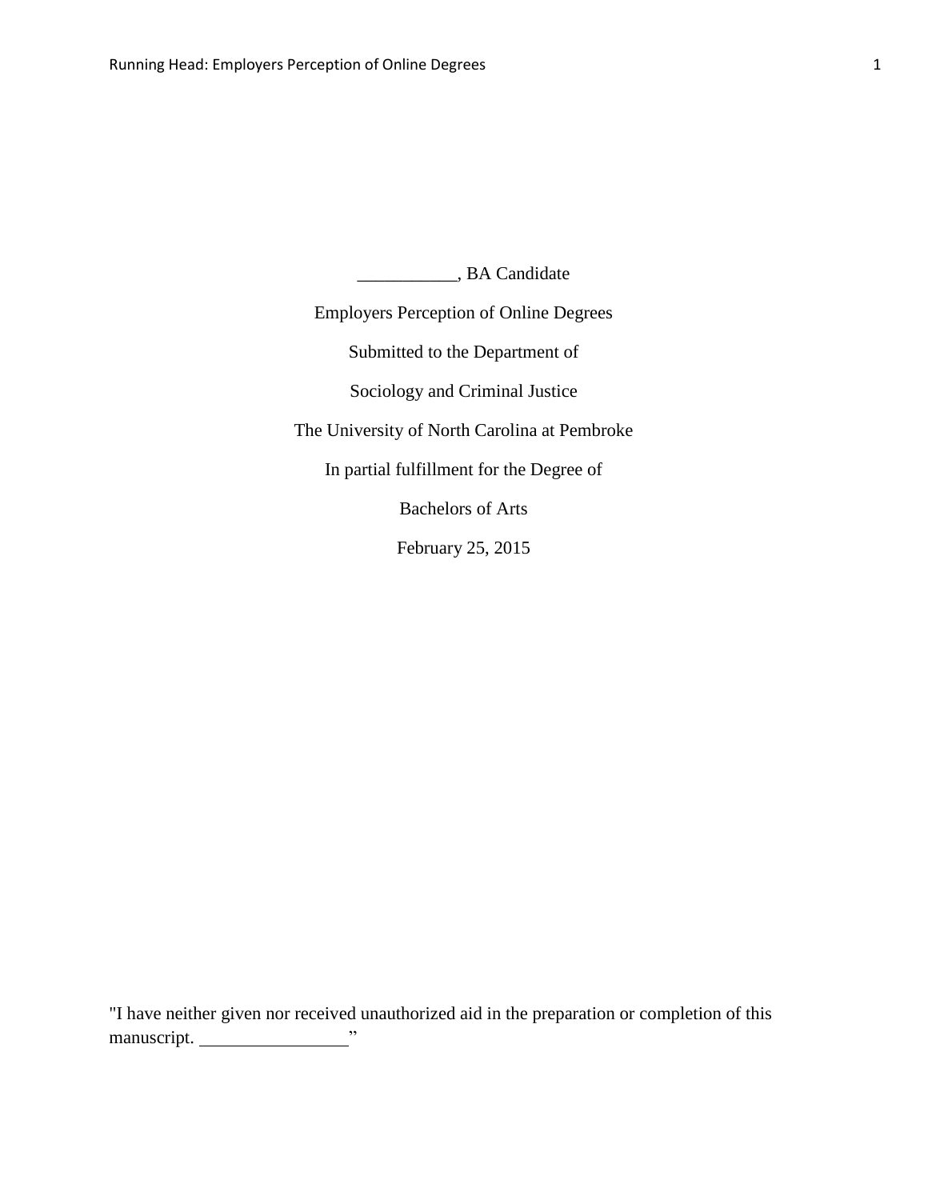___________, BA Candidate

Employers Perception of Online Degrees

Submitted to the Department of

Sociology and Criminal Justice

The University of North Carolina at Pembroke

In partial fulfillment for the Degree of

Bachelors of Arts

February 25, 2015

"I have neither given nor received unauthorized aid in the preparation or completion of this manuscript. ________________"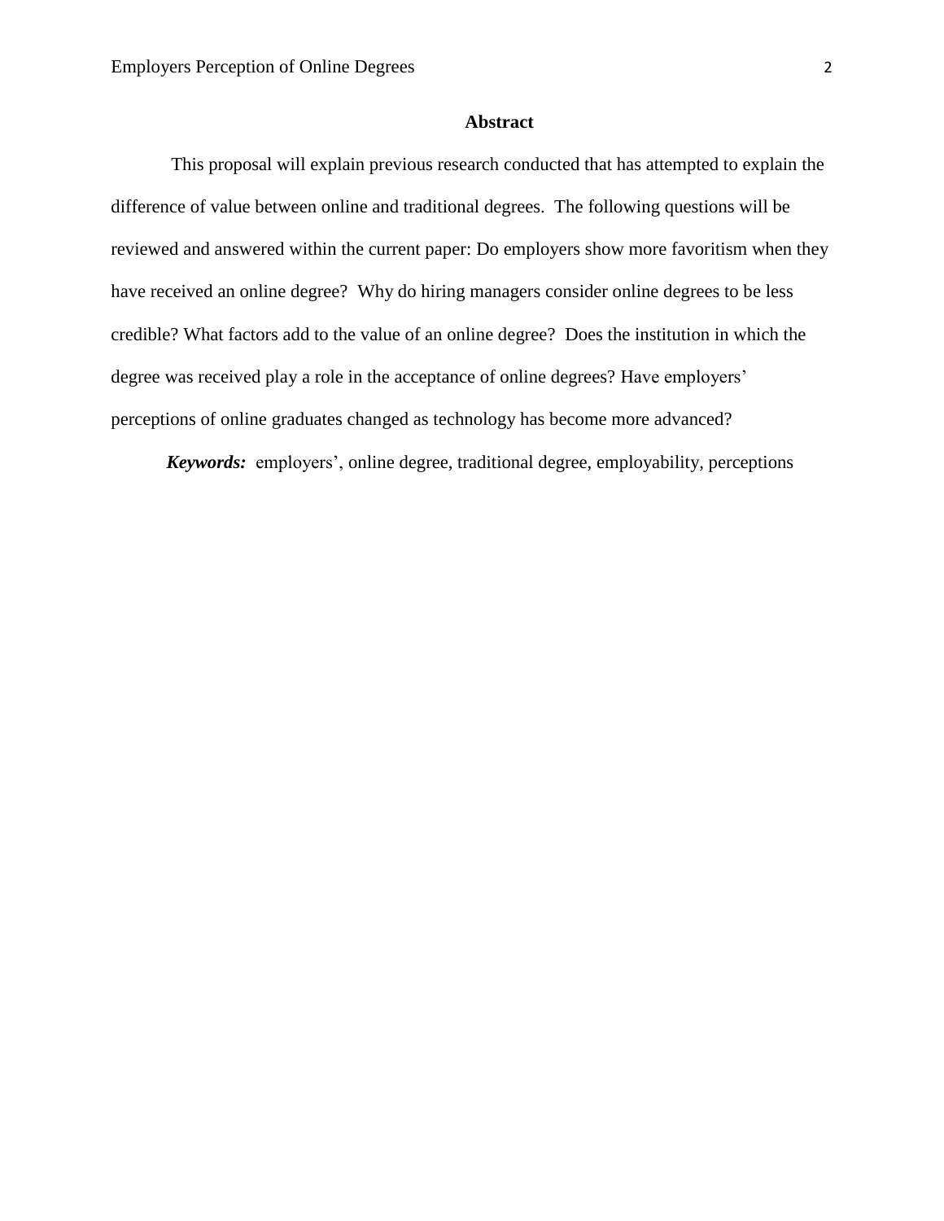# Abstract

This proposal will explain previous research conducted that has attempted to explain the difference of value between online and traditional degrees. The following questions will be reviewed and answered within the current paper: Do employers show more favoritism when they have received an online degree? Why do hiring managers consider online degrees to be less credible? What factors add to the value of an online degree? Does the institution in which the degree was received play a role in the acceptance of online degrees? Have employers' perceptions of online graduates changed as technology has become more advanced?

***Keywords:*** employers', online degree, traditional degree, employability, perceptions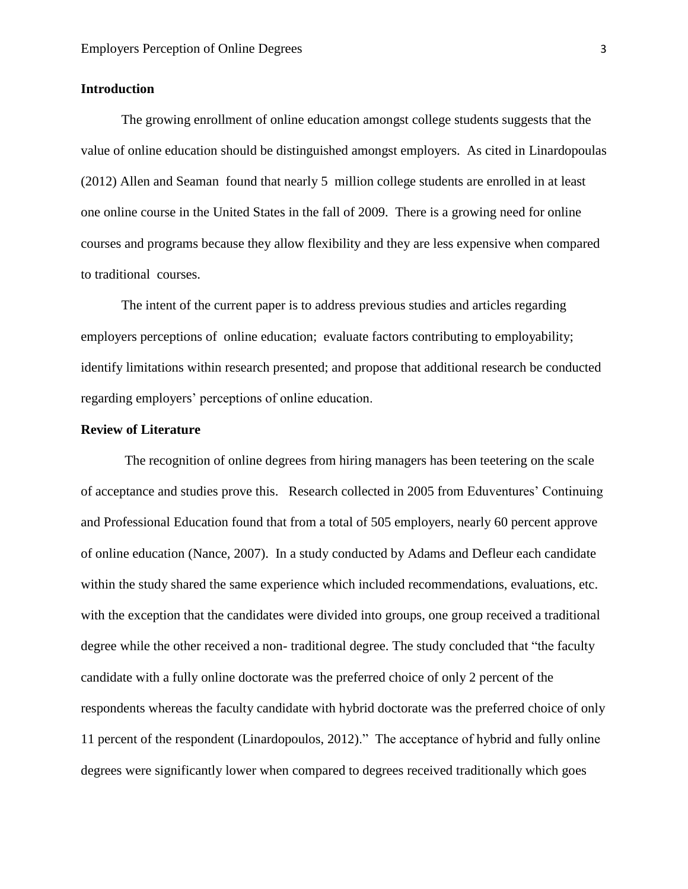## Introduction

The growing enrollment of online education amongst college students suggests that the value of online education should be distinguished amongst employers. As cited in Linardopoulas (2012) Allen and Seaman found that nearly 5 million college students are enrolled in at least one online course in the United States in the fall of 2009. There is a growing need for online courses and programs because they allow flexibility and they are less expensive when compared to traditional courses.

The intent of the current paper is to address previous studies and articles regarding employers perceptions of online education; evaluate factors contributing to employability; identify limitations within research presented; and propose that additional research be conducted regarding employers' perceptions of online education.

## Review of Literature

The recognition of online degrees from hiring managers has been teetering on the scale of acceptance and studies prove this. Research collected in 2005 from Eduventures' Continuing and Professional Education found that from a total of 505 employers, nearly 60 percent approve of online education (Nance, 2007). In a study conducted by Adams and Defleur each candidate within the study shared the same experience which included recommendations, evaluations, etc. with the exception that the candidates were divided into groups, one group received a traditional degree while the other received a non- traditional degree. The study concluded that "the faculty candidate with a fully online doctorate was the preferred choice of only 2 percent of the respondents whereas the faculty candidate with hybrid doctorate was the preferred choice of only 11 percent of the respondent (Linardopoulos, 2012)." The acceptance of hybrid and fully online degrees were significantly lower when compared to degrees received traditionally which goes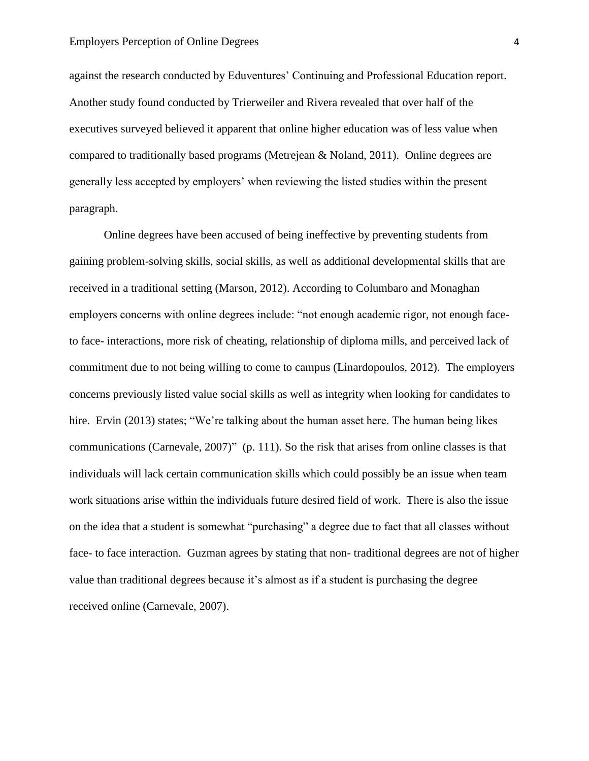against the research conducted by Eduventures' Continuing and Professional Education report. Another study found conducted by Trierweiler and Rivera revealed that over half of the executives surveyed believed it apparent that online higher education was of less value when compared to traditionally based programs (Metrejean & Noland, 2011). Online degrees are generally less accepted by employers' when reviewing the listed studies within the present paragraph.

Online degrees have been accused of being ineffective by preventing students from gaining problem-solving skills, social skills, as well as additional developmental skills that are received in a traditional setting (Marson, 2012). According to Columbaro and Monaghan employers concerns with online degrees include: "not enough academic rigor, not enough face-to face- interactions, more risk of cheating, relationship of diploma mills, and perceived lack of commitment due to not being willing to come to campus (Linardopoulos, 2012). The employers concerns previously listed value social skills as well as integrity when looking for candidates to hire. Ervin (2013) states; "We're talking about the human asset here. The human being likes communications (Carnevale, 2007)" (p. 111). So the risk that arises from online classes is that individuals will lack certain communication skills which could possibly be an issue when team work situations arise within the individuals future desired field of work. There is also the issue on the idea that a student is somewhat "purchasing" a degree due to fact that all classes without face- to face interaction. Guzman agrees by stating that non- traditional degrees are not of higher value than traditional degrees because it's almost as if a student is purchasing the degree received online (Carnevale, 2007).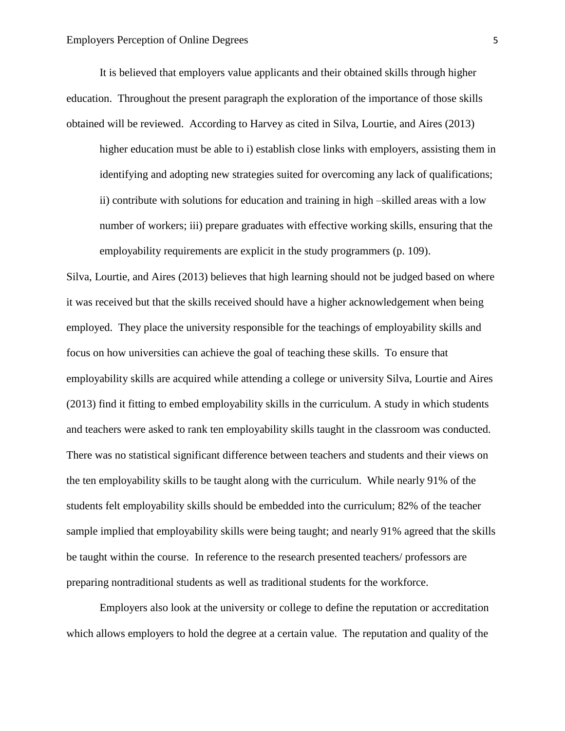It is believed that employers value applicants and their obtained skills through higher education. Throughout the present paragraph the exploration of the importance of those skills obtained will be reviewed. According to Harvey as cited in Silva, Lourtie, and Aires (2013)

> higher education must be able to i) establish close links with employers, assisting them in identifying and adopting new strategies suited for overcoming any lack of qualifications; ii) contribute with solutions for education and training in high –skilled areas with a low number of workers; iii) prepare graduates with effective working skills, ensuring that the employability requirements are explicit in the study programmers (p. 109).

Silva, Lourtie, and Aires (2013) believes that high learning should not be judged based on where it was received but that the skills received should have a higher acknowledgement when being employed. They place the university responsible for the teachings of employability skills and focus on how universities can achieve the goal of teaching these skills. To ensure that employability skills are acquired while attending a college or university Silva, Lourtie and Aires (2013) find it fitting to embed employability skills in the curriculum. A study in which students and teachers were asked to rank ten employability skills taught in the classroom was conducted. There was no statistical significant difference between teachers and students and their views on the ten employability skills to be taught along with the curriculum. While nearly 91% of the students felt employability skills should be embedded into the curriculum; 82% of the teacher sample implied that employability skills were being taught; and nearly 91% agreed that the skills be taught within the course. In reference to the research presented teachers/ professors are preparing nontraditional students as well as traditional students for the workforce.

Employers also look at the university or college to define the reputation or accreditation which allows employers to hold the degree at a certain value. The reputation and quality of the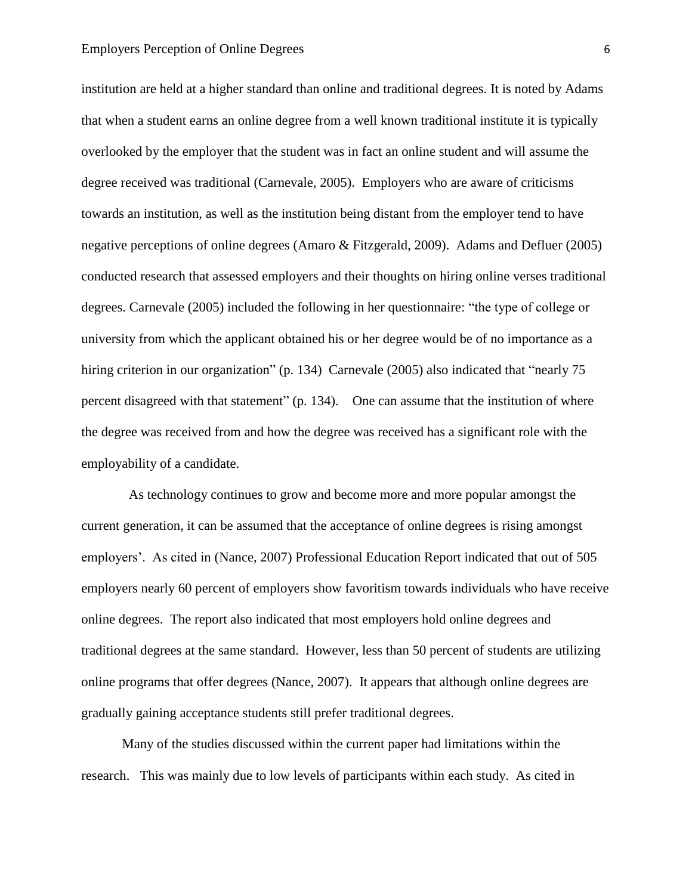institution are held at a higher standard than online and traditional degrees. It is noted by Adams that when a student earns an online degree from a well known traditional institute it is typically overlooked by the employer that the student was in fact an online student and will assume the degree received was traditional (Carnevale, 2005). Employers who are aware of criticisms towards an institution, as well as the institution being distant from the employer tend to have negative perceptions of online degrees (Amaro & Fitzgerald, 2009). Adams and Defluer (2005) conducted research that assessed employers and their thoughts on hiring online verses traditional degrees. Carnevale (2005) included the following in her questionnaire: "the type of college or university from which the applicant obtained his or her degree would be of no importance as a hiring criterion in our organization" (p. 134) Carnevale (2005) also indicated that "nearly 75 percent disagreed with that statement" (p. 134). One can assume that the institution of where the degree was received from and how the degree was received has a significant role with the employability of a candidate.

As technology continues to grow and become more and more popular amongst the current generation, it can be assumed that the acceptance of online degrees is rising amongst employers'. As cited in (Nance, 2007) Professional Education Report indicated that out of 505 employers nearly 60 percent of employers show favoritism towards individuals who have receive online degrees. The report also indicated that most employers hold online degrees and traditional degrees at the same standard. However, less than 50 percent of students are utilizing online programs that offer degrees (Nance, 2007). It appears that although online degrees are gradually gaining acceptance students still prefer traditional degrees.

Many of the studies discussed within the current paper had limitations within the research. This was mainly due to low levels of participants within each study. As cited in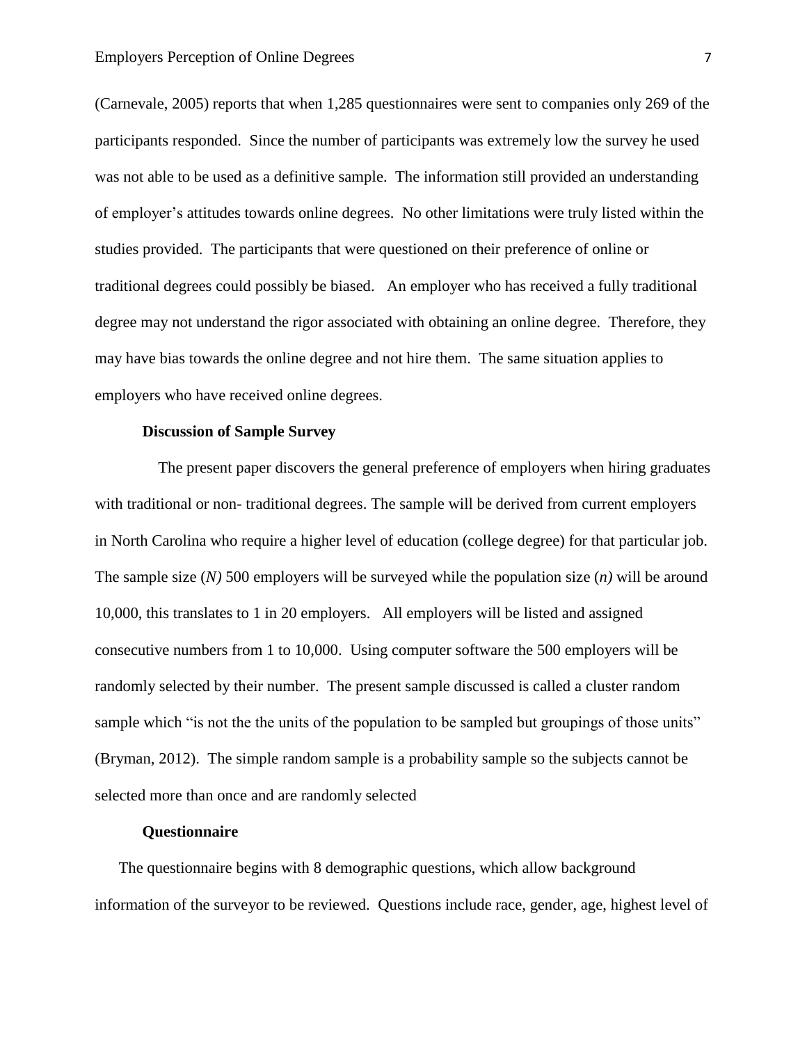(Carnevale, 2005) reports that when 1,285 questionnaires were sent to companies only 269 of the participants responded. Since the number of participants was extremely low the survey he used was not able to be used as a definitive sample. The information still provided an understanding of employer's attitudes towards online degrees. No other limitations were truly listed within the studies provided. The participants that were questioned on their preference of online or traditional degrees could possibly be biased. An employer who has received a fully traditional degree may not understand the rigor associated with obtaining an online degree. Therefore, they may have bias towards the online degree and not hire them. The same situation applies to employers who have received online degrees.

**Discussion of Sample Survey**

The present paper discovers the general preference of employers when hiring graduates with traditional or non- traditional degrees. The sample will be derived from current employers in North Carolina who require a higher level of education (college degree) for that particular job. The sample size (*N)* 500 employers will be surveyed while the population size (*n)* will be around 10,000, this translates to 1 in 20 employers. All employers will be listed and assigned consecutive numbers from 1 to 10,000. Using computer software the 500 employers will be randomly selected by their number. The present sample discussed is called a cluster random sample which "is not the the units of the population to be sampled but groupings of those units" (Bryman, 2012). The simple random sample is a probability sample so the subjects cannot be selected more than once and are randomly selected

**Questionnaire**

The questionnaire begins with 8 demographic questions, which allow background information of the surveyor to be reviewed. Questions include race, gender, age, highest level of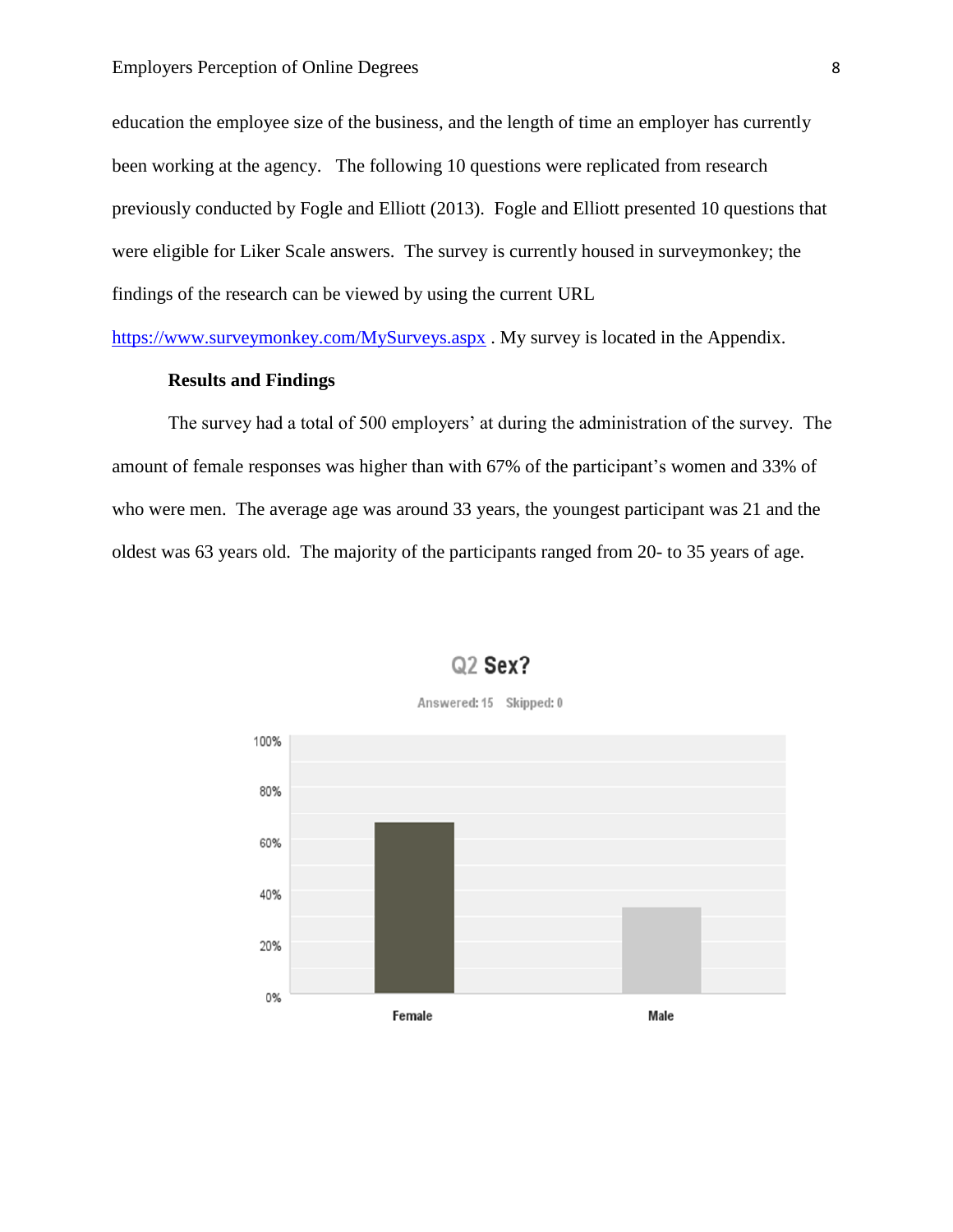education the employee size of the business, and the length of time an employer has currently been working at the agency. The following 10 questions were replicated from research previously conducted by Fogle and Elliott (2013). Fogle and Elliott presented 10 questions that were eligible for Liker Scale answers. The survey is currently housed in surveymonkey; the findings of the research can be viewed by using the current URL [https://www.surveymonkey.com/MySurveys.aspx](https://www.surveymonkey.com/MySurveys.aspx) . My survey is located in the Appendix.

**Results and Findings**

The survey had a total of 500 employers' at during the administration of the survey. The amount of female responses was higher than with 67% of the participant's women and 33% of who were men. The average age was around 33 years, the youngest participant was 21 and the oldest was 63 years old. The majority of the participants ranged from 20- to 35 years of age.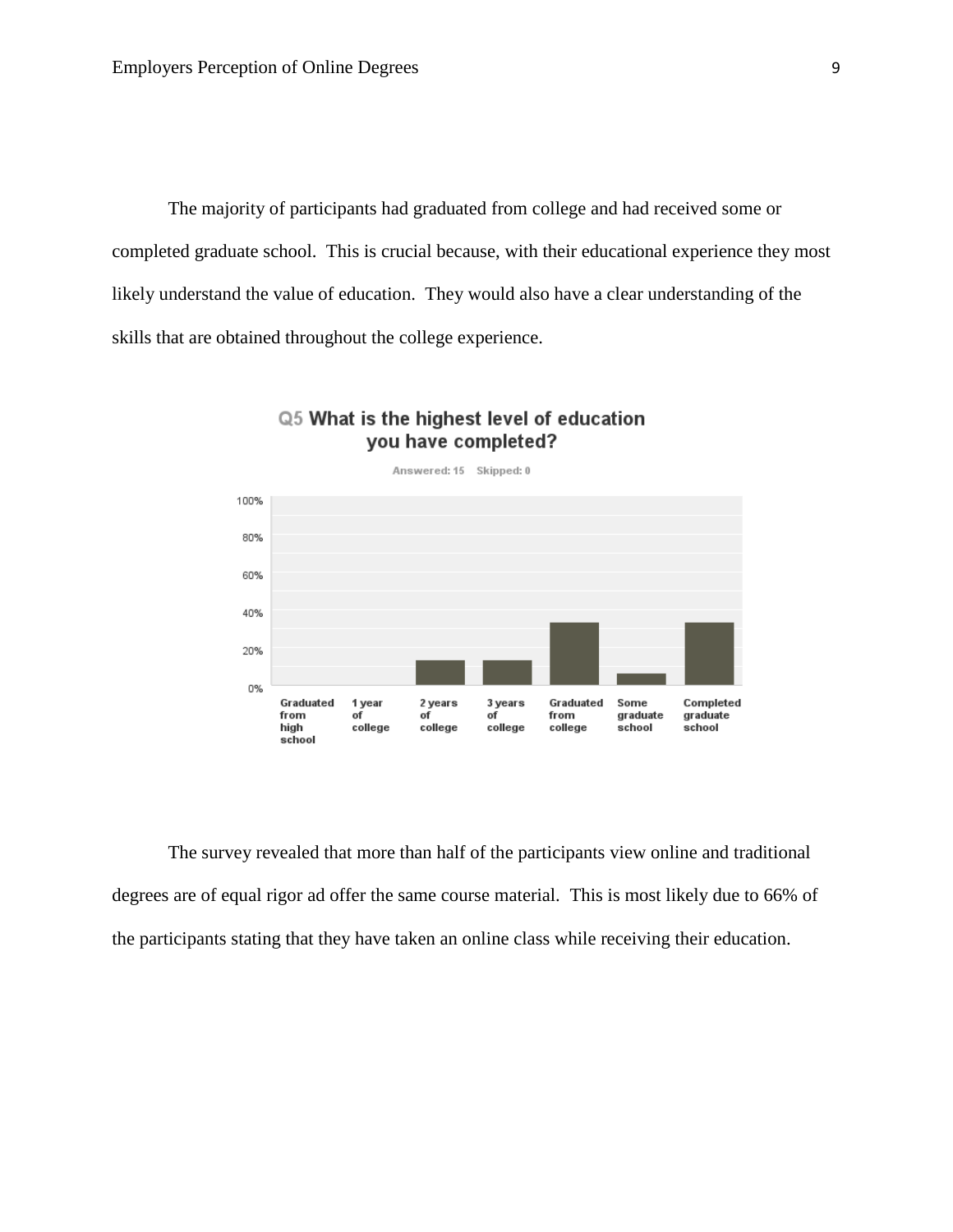The majority of participants had graduated from college and had received some or completed graduate school.  This is crucial because, with their educational experience they most likely understand the value of education.  They would also have a clear understanding of the skills that are obtained throughout the college experience.

**Q5 What is the highest level of education you have completed?**

Answered: 15    Skipped: 0

The survey revealed that more than half of the participants view online and traditional degrees are of equal rigor ad offer the same course material.  This is most likely due to 66% of the participants stating that they have taken an online class while receiving their education.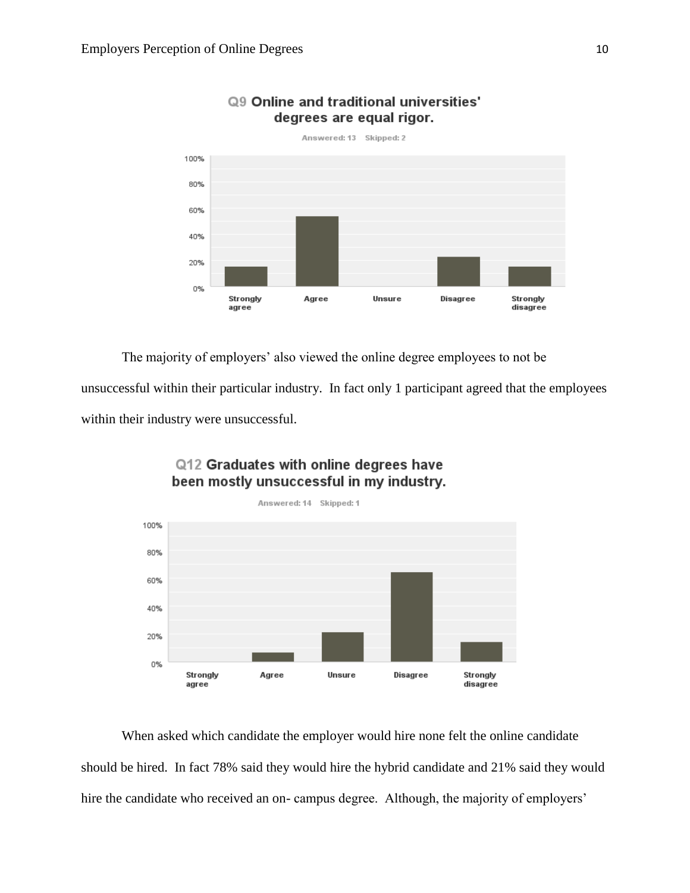**Q9 Online and traditional universities' degrees are equal rigor.**

Answered: 13 Skipped: 2

The majority of employers' also viewed the online degree employees to not be unsuccessful within their particular industry. In fact only 1 participant agreed that the employees within their industry were unsuccessful.

**Q12 Graduates with online degrees have been mostly unsuccessful in my industry.**

Answered: 14 Skipped: 1

When asked which candidate the employer would hire none felt the online candidate should be hired. In fact 78% said they would hire the hybrid candidate and 21% said they would hire the candidate who received an on- campus degree. Although, the majority of employers'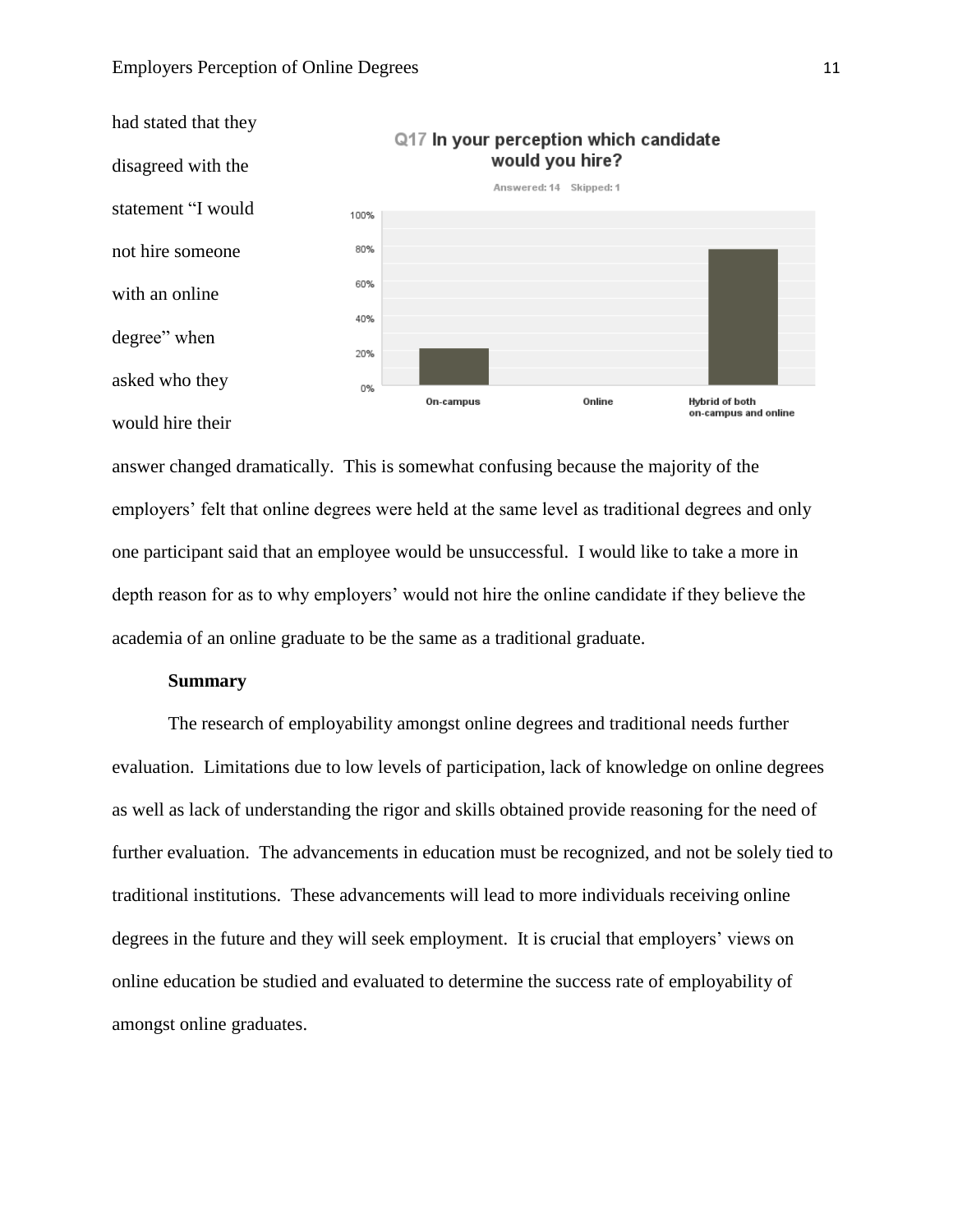had stated that they disagreed with the statement "I would not hire someone with an online degree" when asked who they would hire their answer changed dramatically. This is somewhat confusing because the majority of the employers' felt that online degrees were held at the same level as traditional degrees and only one participant said that an employee would be unsuccessful. I would like to take a more in depth reason for as to why employers' would not hire the online candidate if they believe the academia of an online graduate to be the same as a traditional graduate.

**Summary**

The research of employability amongst online degrees and traditional needs further evaluation. Limitations due to low levels of participation, lack of knowledge on online degrees as well as lack of understanding the rigor and skills obtained provide reasoning for the need of further evaluation. The advancements in education must be recognized, and not be solely tied to traditional institutions. These advancements will lead to more individuals receiving online degrees in the future and they will seek employment. It is crucial that employers' views on online education be studied and evaluated to determine the success rate of employability of amongst online graduates.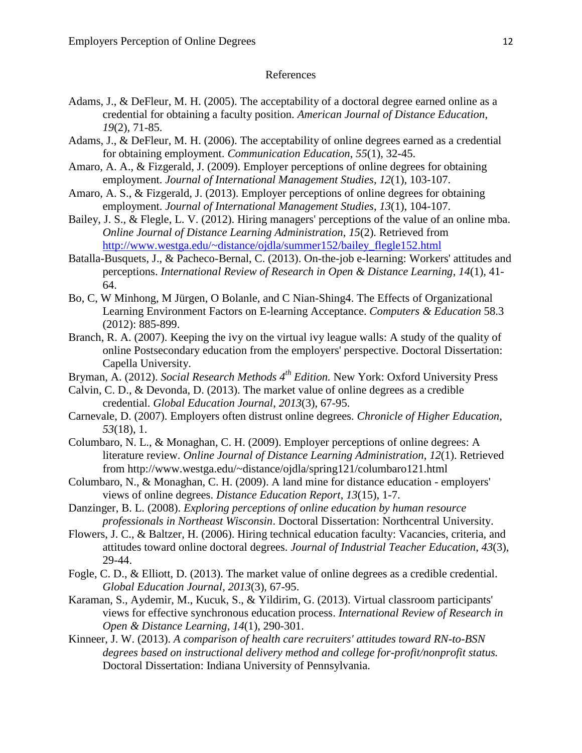## References

Adams, J., & DeFleur, M. H. (2005). The acceptability of a doctoral degree earned online as a credential for obtaining a faculty position. *American Journal of Distance Education*, *19*(2), 71-85.

Adams, J., & DeFleur, M. H. (2006). The acceptability of online degrees earned as a credential for obtaining employment. *Communication Education*, *55*(1), 32-45.

Amaro, A. A., & Fizgerald, J. (2009). Employer perceptions of online degrees for obtaining employment. *Journal of International Management Studies*, *12*(1), 103-107.

Amaro, A. S., & Fizgerald, J. (2013). Employer perceptions of online degrees for obtaining employment. *Journal of International Management Studies*, *13*(1), 104-107.

Bailey, J. S., & Flegle, L. V. (2012). Hiring managers' perceptions of the value of an online mba. *Online Journal of Distance Learning Administration*, *15*(2). Retrieved from http://www.westga.edu/~distance/ojdla/summer152/bailey_flegle152.html

Batalla-Busquets, J., & Pacheco-Bernal, C. (2013). On-the-job e-learning: Workers' attitudes and perceptions. *International Review of Research in Open & Distance Learning*, *14*(1), 41-64.

Bo, C, W Minhong, M Jürgen, O Bolanle, and C Nian-Shing4. The Effects of Organizational Learning Environment Factors on E-learning Acceptance. *Computers & Education* 58.3 (2012): 885-899.

Branch, R. A. (2007). Keeping the ivy on the virtual ivy league walls: A study of the quality of online Postsecondary education from the employers' perspective. Doctoral Dissertation: Capella University.

Bryman, A. (2012). *Social Research Methods 4th Edition.* New York: Oxford University Press

Calvin, C. D., & Devonda, D. (2013). The market value of online degrees as a credible credential. *Global Education Journal*, *2013*(3), 67-95.

Carnevale, D. (2007). Employers often distrust online degrees. *Chronicle of Higher Education*, *53*(18), 1.

Columbaro, N. L., & Monaghan, C. H. (2009). Employer perceptions of online degrees: A literature review. *Online Journal of Distance Learning Administration*, *12*(1). Retrieved from http://www.westga.edu/~distance/ojdla/spring121/columbaro121.html

Columbaro, N., & Monaghan, C. H. (2009). A land mine for distance education - employers' views of online degrees. *Distance Education Report*, *13*(15), 1-7.

Danzinger, B. L. (2008). *Exploring perceptions of online education by human resource professionals in Northeast Wisconsin*. Doctoral Dissertation: Northcentral University.

Flowers, J. C., & Baltzer, H. (2006). Hiring technical education faculty: Vacancies, criteria, and attitudes toward online doctoral degrees. *Journal of Industrial Teacher Education*, *43*(3), 29-44.

Fogle, C. D., & Elliott, D. (2013). The market value of online degrees as a credible credential. *Global Education Journal*, *2013*(3), 67-95.

Karaman, S., Aydemir, M., Kucuk, S., & Yildirim, G. (2013). Virtual classroom participants' views for effective synchronous education process. *International Review of Research in Open & Distance Learning*, *14*(1), 290-301.

Kinneer, J. W. (2013). *A comparison of health care recruiters' attitudes toward RN-to-BSN degrees based on instructional delivery method and college for-profit/nonprofit status.* Doctoral Dissertation: Indiana University of Pennsylvania.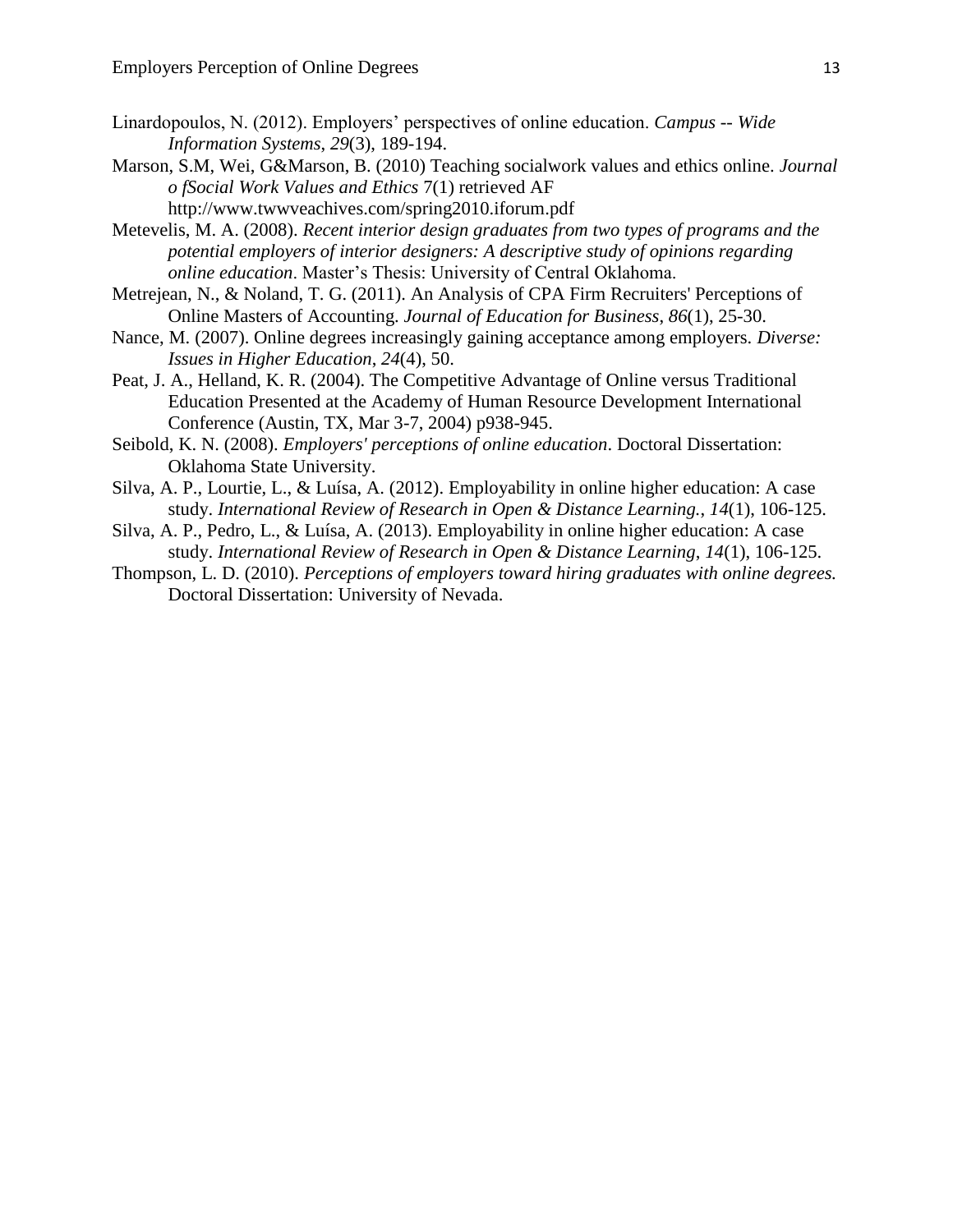Linardopoulos, N. (2012). Employers' perspectives of online education. *Campus -- Wide Information Systems*, *29*(3), 189-194.

Marson, S.M, Wei, G&Marson, B. (2010) Teaching socialwork values and ethics online. *Journal o fSocial Work Values and Ethics* 7(1) retrieved AF http://www.twwveachives.com/spring2010.iforum.pdf

Metevelis, M. A. (2008). *Recent interior design graduates from two types of programs and the potential employers of interior designers: A descriptive study of opinions regarding online education*. Master's Thesis: University of Central Oklahoma.

Metrejean, N., & Noland, T. G. (2011). An Analysis of CPA Firm Recruiters' Perceptions of Online Masters of Accounting. *Journal of Education for Business*, *86*(1), 25-30.

Nance, M. (2007). Online degrees increasingly gaining acceptance among employers. *Diverse: Issues in Higher Education*, *24*(4), 50.

Peat, J. A., Helland, K. R. (2004). The Competitive Advantage of Online versus Traditional Education Presented at the Academy of Human Resource Development International Conference (Austin, TX, Mar 3-7, 2004) p938-945.

Seibold, K. N. (2008). *Employers' perceptions of online education*. Doctoral Dissertation: Oklahoma State University.

Silva, A. P., Lourtie, L., & Luísa, A. (2012). Employability in online higher education: A case study. *International Review of Research in Open & Distance Learning.*, *14*(1), 106-125.

Silva, A. P., Pedro, L., & Luísa, A. (2013). Employability in online higher education: A case study. *International Review of Research in Open & Distance Learning*, *14*(1), 106-125.

Thompson, L. D. (2010). *Perceptions of employers toward hiring graduates with online degrees.* Doctoral Dissertation: University of Nevada.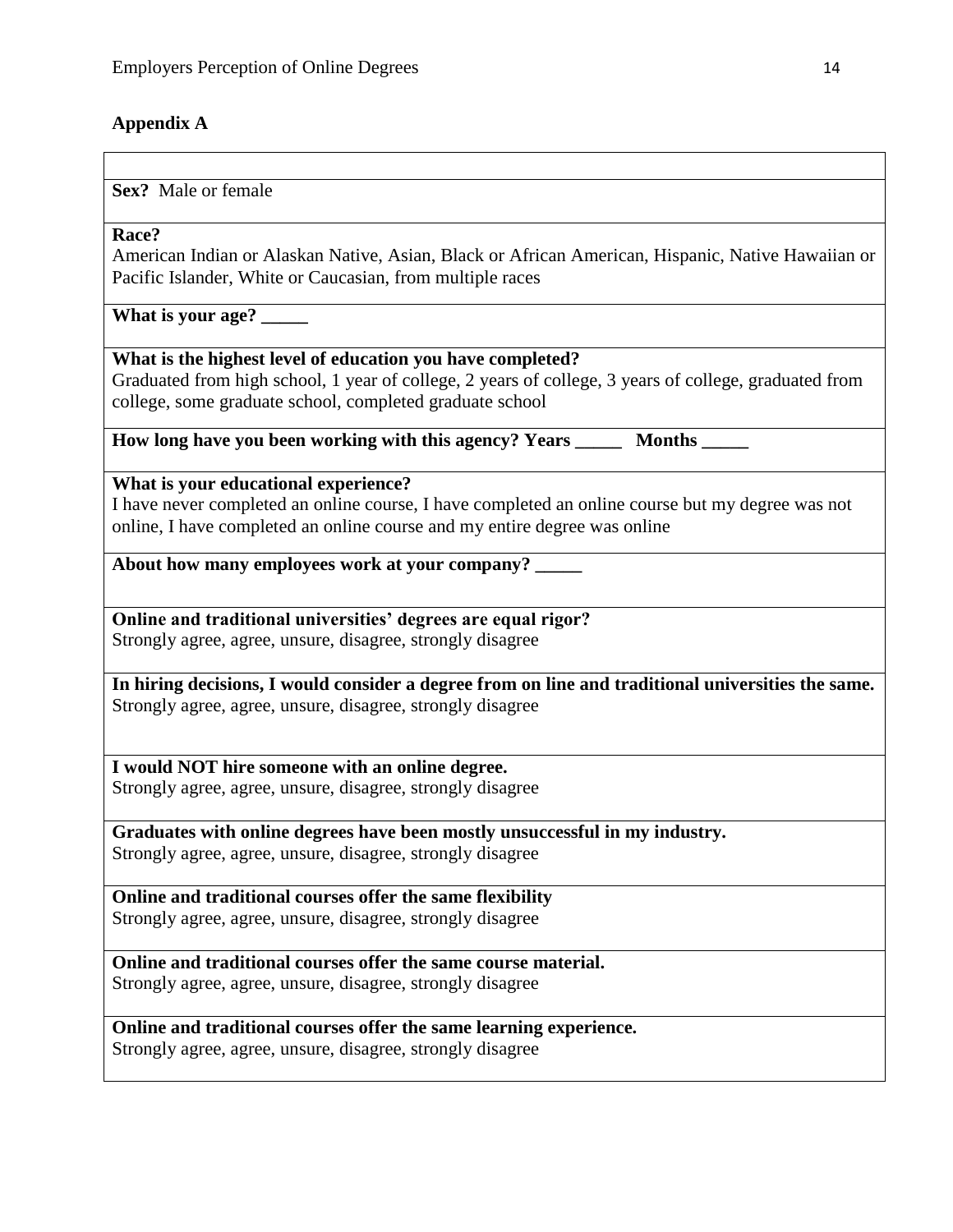## Appendix A

**Sex?** Male or female

**Race?**
American Indian or Alaskan Native, Asian, Black or African American, Hispanic, Native Hawaiian or Pacific Islander, White or Caucasian, from multiple races

**What is your age? _____**

**What is the highest level of education you have completed?**
Graduated from high school, 1 year of college, 2 years of college, 3 years of college, graduated from college, some graduate school, completed graduate school

**How long have you been working with this agency? Years _____ Months _____**

**What is your educational experience?**
I have never completed an online course, I have completed an online course but my degree was not online, I have completed an online course and my entire degree was online

**About how many employees work at your company? _____**

**Online and traditional universities' degrees are equal rigor?**
Strongly agree, agree, unsure, disagree, strongly disagree

**In hiring decisions, I would consider a degree from on line and traditional universities the same.**
Strongly agree, agree, unsure, disagree, strongly disagree

**I would NOT hire someone with an online degree.**
Strongly agree, agree, unsure, disagree, strongly disagree

**Graduates with online degrees have been mostly unsuccessful in my industry.**
Strongly agree, agree, unsure, disagree, strongly disagree

**Online and traditional courses offer the same flexibility**
Strongly agree, agree, unsure, disagree, strongly disagree

**Online and traditional courses offer the same course material.**
Strongly agree, agree, unsure, disagree, strongly disagree

**Online and traditional courses offer the same learning experience.**
Strongly agree, agree, unsure, disagree, strongly disagree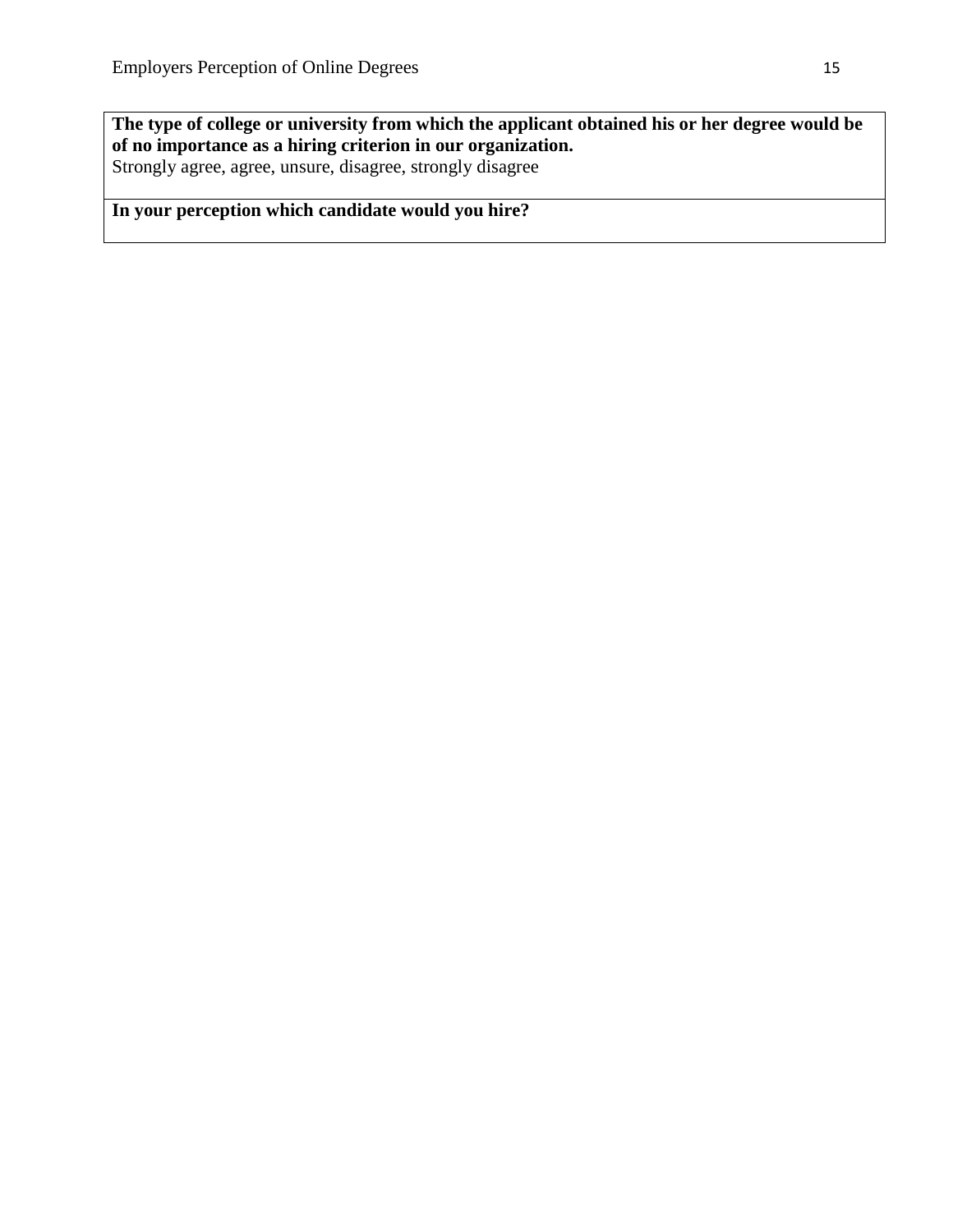| |
|---|
| **The type of college or university from which the applicant obtained his or her degree would be of no importance as a hiring criterion in our organization.**<br>Strongly agree, agree, unsure, disagree, strongly disagree |
| **In your perception which candidate would you hire?** |